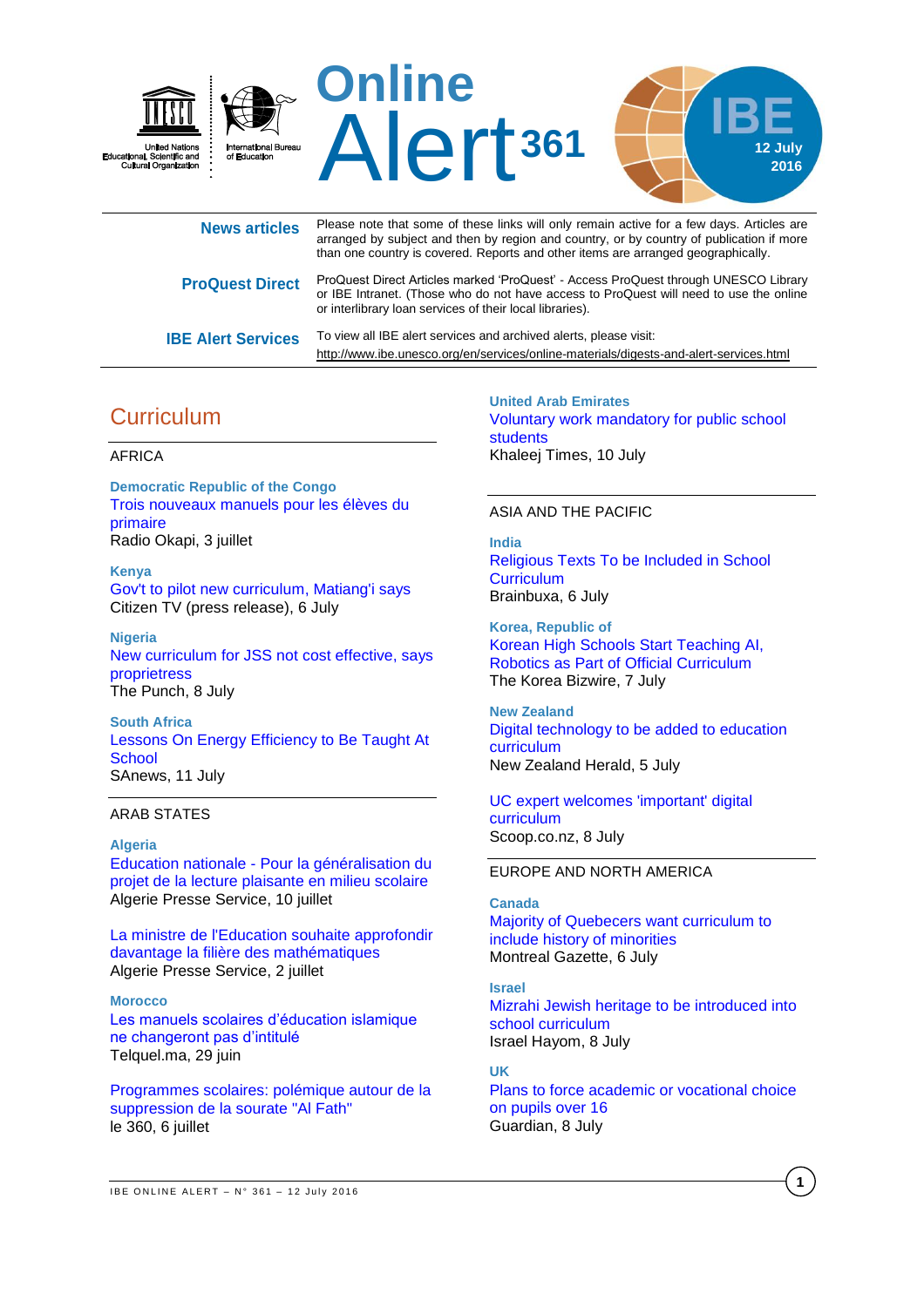United Nations Educational, Scientific and Cultural Organization | International Bureau of Education

# Online Alert 361

IBE 12 July 2016

**News articles** — Please note that some of these links will only remain active for a few days. Articles are arranged by subject and then by region and country, or by country of publication if more than one country is covered. Reports and other items are arranged geographically.

**ProQuest Direct** — ProQuest Direct Articles marked 'ProQuest' - Access ProQuest through UNESCO Library or IBE Intranet. (Those who do not have access to ProQuest will need to use the online or interlibrary loan services of their local libraries).

**IBE Alert Services** — To view all IBE alert services and archived alerts, please visit:
http://www.ibe.unesco.org/en/services/online-materials/digests-and-alert-services.html

## Curriculum

### AFRICA

**Democratic Republic of the Congo**
Trois nouveaux manuels pour les élèves du primaire
Radio Okapi, 3 juillet

**Kenya**
Gov't to pilot new curriculum, Matiang'i says
Citizen TV (press release), 6 July

**Nigeria**
New curriculum for JSS not cost effective, says proprietress
The Punch, 8 July

**South Africa**
Lessons On Energy Efficiency to Be Taught At School
SAnews, 11 July

### ARAB STATES

**Algeria**
Education nationale - Pour la généralisation du projet de la lecture plaisante en milieu scolaire
Algerie Presse Service, 10 juillet

La ministre de l'Education souhaite approfondir davantage la filière des mathématiques
Algerie Presse Service, 2 juillet

**Morocco**
Les manuels scolaires d'éducation islamique ne changeront pas d'intitulé
Telquel.ma, 29 juin

Programmes scolaires: polémique autour de la suppression de la sourate "Al Fath"
le 360, 6 juillet

**United Arab Emirates**
Voluntary work mandatory for public school students
Khaleej Times, 10 July

### ASIA AND THE PACIFIC

**India**
Religious Texts To be Included in School Curriculum
Brainbuxa, 6 July

**Korea, Republic of**
Korean High Schools Start Teaching AI, Robotics as Part of Official Curriculum
The Korea Bizwire, 7 July

**New Zealand**
Digital technology to be added to education curriculum
New Zealand Herald, 5 July

UC expert welcomes 'important' digital curriculum
Scoop.co.nz, 8 July

### EUROPE AND NORTH AMERICA

**Canada**
Majority of Quebecers want curriculum to include history of minorities
Montreal Gazette, 6 July

**Israel**
Mizrahi Jewish heritage to be introduced into school curriculum
Israel Hayom, 8 July

**UK**
Plans to force academic or vocational choice on pupils over 16
Guardian, 8 July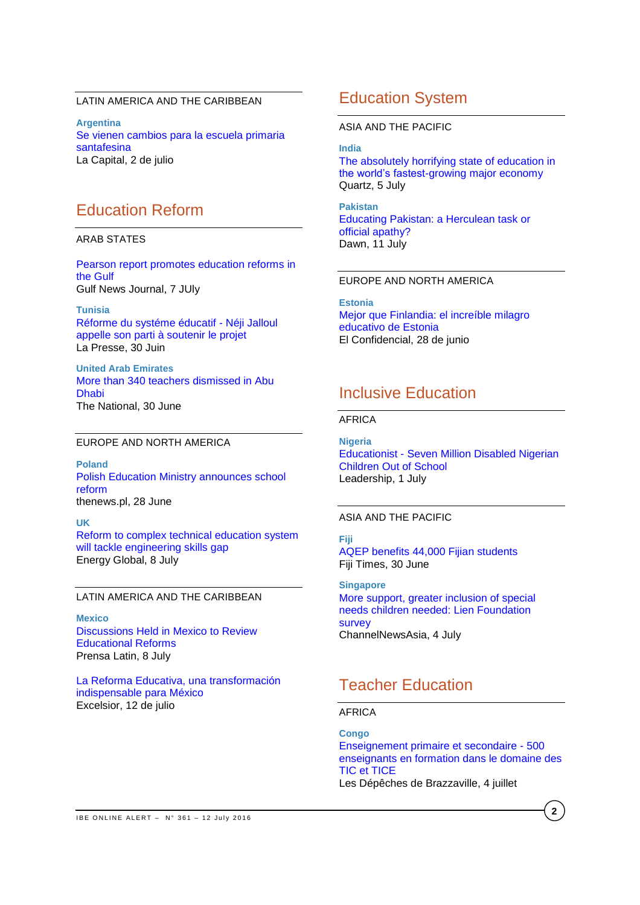LATIN AMERICA AND THE CARIBBEAN

**Argentina**
Se vienen cambios para la escuela primaria santafesina
La Capital, 2 de julio

## Education Reform

ARAB STATES

Pearson report promotes education reforms in the Gulf
Gulf News Journal, 7 JUly

**Tunisia**
Réforme du systéme éducatif - Néji Jalloul appelle son parti à soutenir le projet
La Presse, 30 Juin

**United Arab Emirates**
More than 340 teachers dismissed in Abu Dhabi
The National, 30 June

EUROPE AND NORTH AMERICA

**Poland**
Polish Education Ministry announces school reform
thenews.pl, 28 June

**UK**
Reform to complex technical education system will tackle engineering skills gap
Energy Global, 8 July

LATIN AMERICA AND THE CARIBBEAN

**Mexico**
Discussions Held in Mexico to Review Educational Reforms
Prensa Latin, 8 July

La Reforma Educativa, una transformación indispensable para México
Excelsior, 12 de julio

## Education System

ASIA AND THE PACIFIC

**India**
The absolutely horrifying state of education in the world's fastest-growing major economy
Quartz, 5 July

**Pakistan**
Educating Pakistan: a Herculean task or official apathy?
Dawn, 11 July

EUROPE AND NORTH AMERICA

**Estonia**
Mejor que Finlandia: el increíble milagro educativo de Estonia
El Confidencial, 28 de junio

## Inclusive Education

AFRICA

**Nigeria**
Educationist - Seven Million Disabled Nigerian Children Out of School
Leadership, 1 July

ASIA AND THE PACIFIC

**Fiji**
AQEP benefits 44,000 Fijian students
Fiji Times, 30 June

**Singapore**
More support, greater inclusion of special needs children needed: Lien Foundation survey
ChannelNewsAsia, 4 July

## Teacher Education

AFRICA

**Congo**
Enseignement primaire et secondaire - 500 enseignants en formation dans le domaine des TIC et TICE
Les Dépêches de Brazzaville, 4 juillet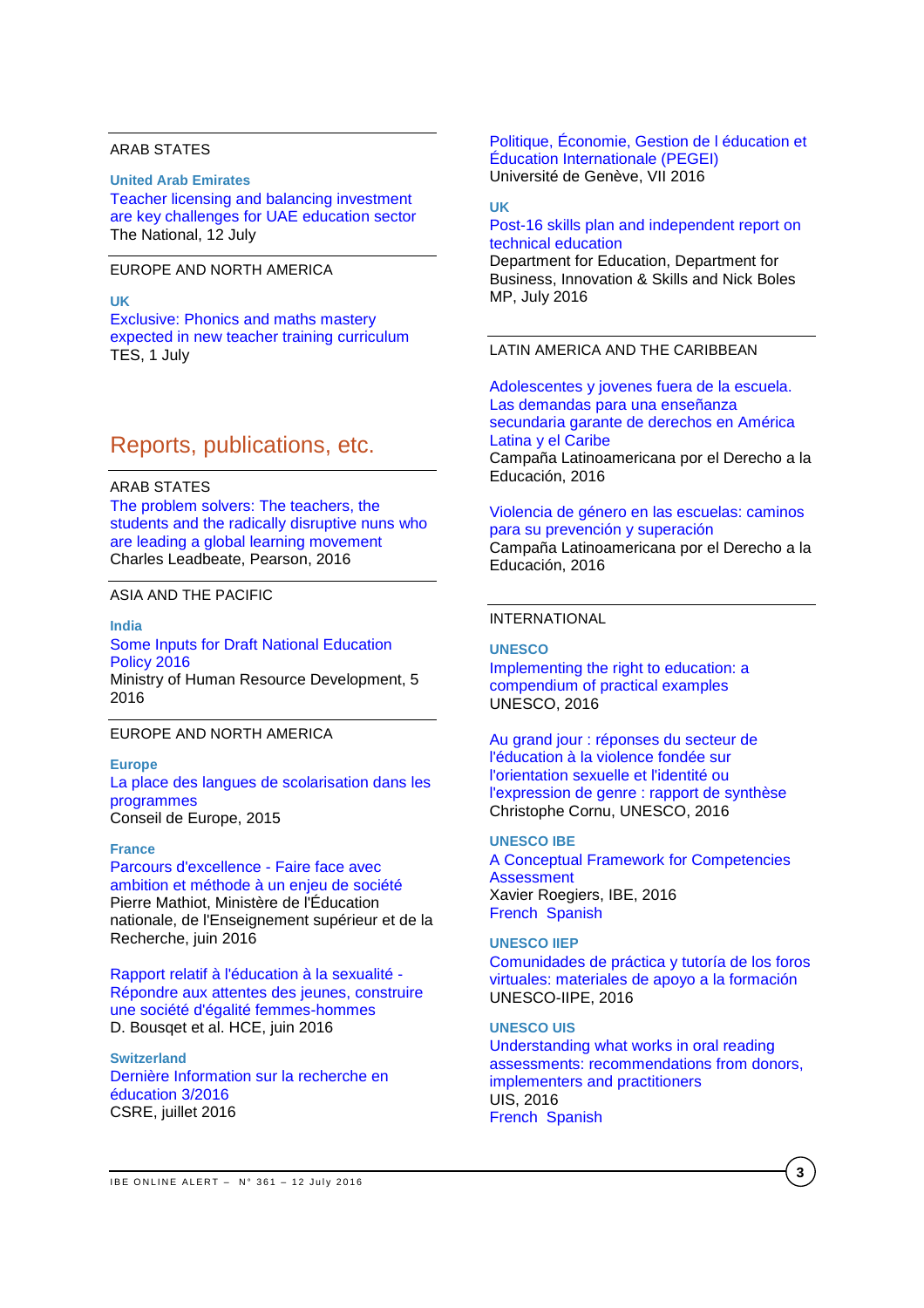ARAB STATES

**United Arab Emirates**

Teacher licensing and balancing investment are key challenges for UAE education sector
The National, 12 July

EUROPE AND NORTH AMERICA

**UK**

Exclusive: Phonics and maths mastery expected in new teacher training curriculum
TES, 1 July

## Reports, publications, etc.

ARAB STATES

The problem solvers: The teachers, the students and the radically disruptive nuns who are leading a global learning movement
Charles Leadbeate, Pearson, 2016

ASIA AND THE PACIFIC

**India**

Some Inputs for Draft National Education Policy 2016
Ministry of Human Resource Development, 5 2016

EUROPE AND NORTH AMERICA

**Europe**

La place des langues de scolarisation dans les programmes
Conseil de Europe, 2015

**France**

Parcours d'excellence - Faire face avec ambition et méthode à un enjeu de société
Pierre Mathiot, Ministère de l'Éducation nationale, de l'Enseignement supérieur et de la Recherche, juin 2016

Rapport relatif à l'éducation à la sexualité - Répondre aux attentes des jeunes, construire une société d'égalité femmes-hommes
D. Bousqet et al. HCE, juin 2016

**Switzerland**

Dernière Information sur la recherche en éducation 3/2016
CSRE, juillet 2016

Politique, Économie, Gestion de l éducation et Éducation Internationale (PEGEI)
Université de Genève, VII 2016

**UK**

Post-16 skills plan and independent report on technical education
Department for Education, Department for Business, Innovation & Skills and Nick Boles MP, July 2016

LATIN AMERICA AND THE CARIBBEAN

Adolescentes y jovenes fuera de la escuela. Las demandas para una enseñanza secundaria garante de derechos en América Latina y el Caribe
Campaña Latinoamericana por el Derecho a la Educación, 2016

Violencia de género en las escuelas: caminos para su prevención y superación
Campaña Latinoamericana por el Derecho a la Educación, 2016

INTERNATIONAL

**UNESCO**

Implementing the right to education: a compendium of practical examples
UNESCO, 2016

Au grand jour : réponses du secteur de l'éducation à la violence fondée sur l'orientation sexuelle et l'identité ou l'expression de genre : rapport de synthèse
Christophe Cornu, UNESCO, 2016

**UNESCO IBE**

A Conceptual Framework for Competencies Assessment
Xavier Roegiers, IBE, 2016
French Spanish

**UNESCO IIEP**

Comunidades de práctica y tutoría de los foros virtuales: materiales de apoyo a la formación
UNESCO-IIPE, 2016

**UNESCO UIS**

Understanding what works in oral reading assessments: recommendations from donors, implementers and practitioners
UIS, 2016
French Spanish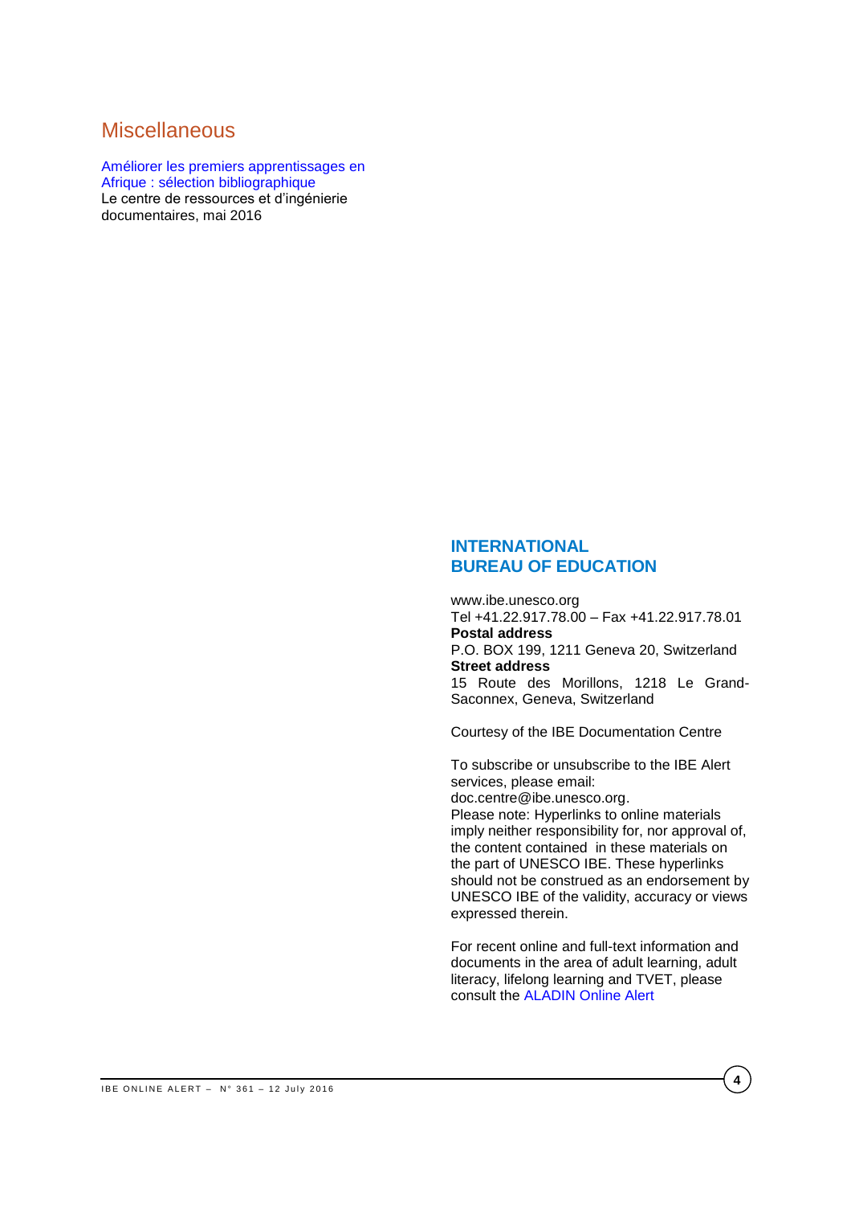## Miscellaneous

Améliorer les premiers apprentissages en Afrique : sélection bibliographique
Le centre de ressources et d'ingénierie documentaires, mai 2016

## INTERNATIONAL BUREAU OF EDUCATION

www.ibe.unesco.org
Tel +41.22.917.78.00 – Fax +41.22.917.78.01
**Postal address**
P.O. BOX 199, 1211 Geneva 20, Switzerland
**Street address**
15 Route des Morillons, 1218 Le Grand-Saconnex, Geneva, Switzerland

Courtesy of the IBE Documentation Centre

To subscribe or unsubscribe to the IBE Alert services, please email: doc.centre@ibe.unesco.org.
Please note: Hyperlinks to online materials imply neither responsibility for, nor approval of, the content contained in these materials on the part of UNESCO IBE. These hyperlinks should not be construed as an endorsement by UNESCO IBE of the validity, accuracy or views expressed therein.

For recent online and full-text information and documents in the area of adult learning, adult literacy, lifelong learning and TVET, please consult the ALADIN Online Alert